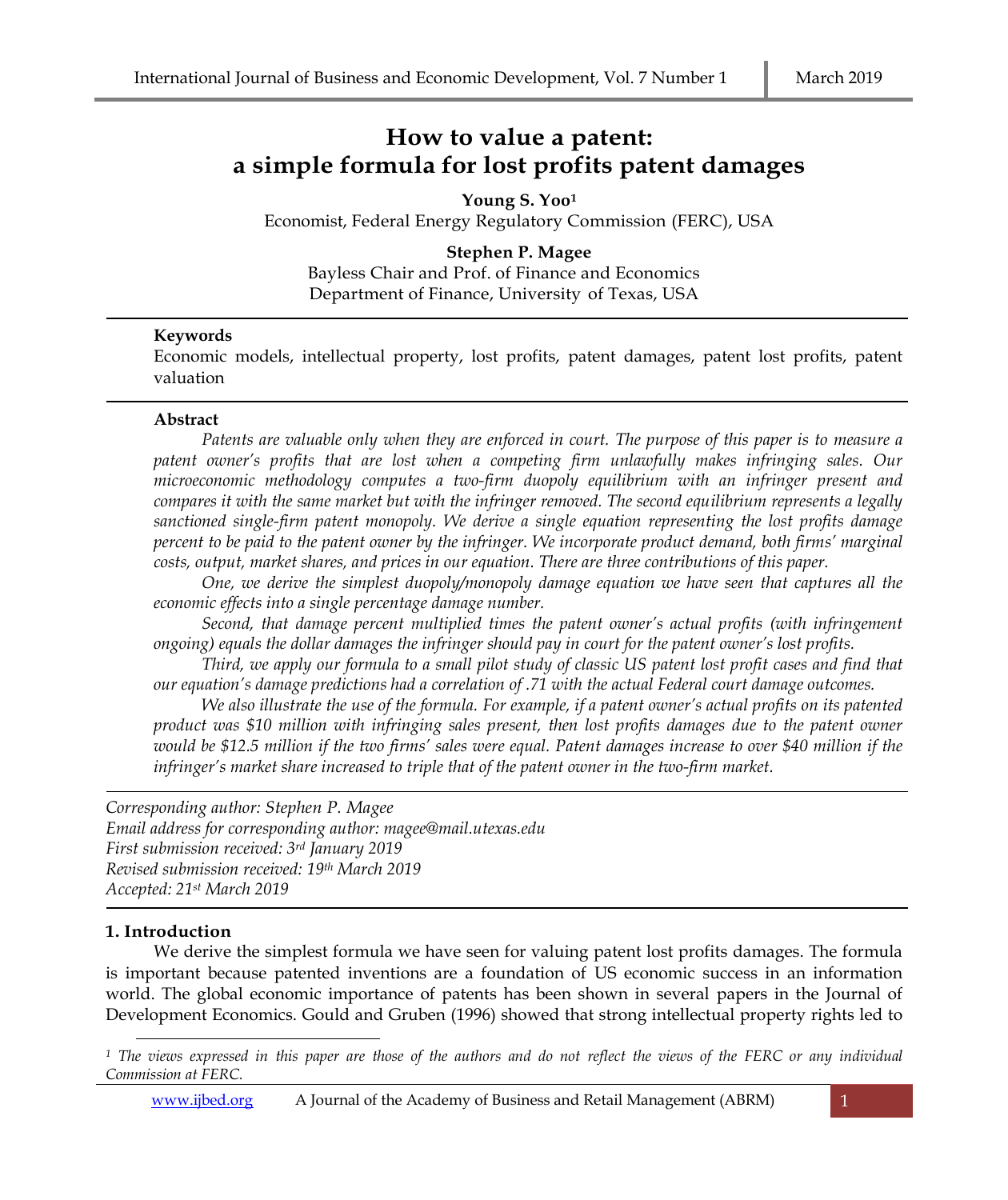# How to value a patent: a simple formula for lost profits patent damages

**Young S. Yoo**[1]
Economist, Federal Energy Regulatory Commission (FERC), USA

**Stephen P. Magee**
Bayless Chair and Prof. of Finance and Economics
Department of Finance, University of Texas, USA

---

**Keywords**

Economic models, intellectual property, lost profits, patent damages, patent lost profits, patent valuation

---

**Abstract**

*Patents are valuable only when they are enforced in court. The purpose of this paper is to measure a patent owner's profits that are lost when a competing firm unlawfully makes infringing sales. Our microeconomic methodology computes a two-firm duopoly equilibrium with an infringer present and compares it with the same market but with the infringer removed. The second equilibrium represents a legally sanctioned single-firm patent monopoly. We derive a single equation representing the lost profits damage percent to be paid to the patent owner by the infringer. We incorporate product demand, both firms' marginal costs, output, market shares, and prices in our equation. There are three contributions of this paper.*

*One, we derive the simplest duopoly/monopoly damage equation we have seen that captures all the economic effects into a single percentage damage number.*

*Second, that damage percent multiplied times the patent owner's actual profits (with infringement ongoing) equals the dollar damages the infringer should pay in court for the patent owner's lost profits.*

*Third, we apply our formula to a small pilot study of classic US patent lost profit cases and find that our equation's damage predictions had a correlation of .71 with the actual Federal court damage outcomes.*

*We also illustrate the use of the formula. For example, if a patent owner's actual profits on its patented product was $10 million with infringing sales present, then lost profits damages due to the patent owner would be $12.5 million if the two firms' sales were equal. Patent damages increase to over $40 million if the infringer's market share increased to triple that of the patent owner in the two-firm market.*

---

*Corresponding author: Stephen P. Magee*
*Email address for corresponding author: magee@mail.utexas.edu*
*First submission received: 3rd January 2019*
*Revised submission received: 19th March 2019*
*Accepted: 21st March 2019*

---

## 1. Introduction

We derive the simplest formula we have seen for valuing patent lost profits damages. The formula is important because patented inventions are a foundation of US economic success in an information world. The global economic importance of patents has been shown in several papers in the Journal of Development Economics. Gould and Gruben (1996) showed that strong intellectual property rights led to

[1] *The views expressed in this paper are those of the authors and do not reflect the views of the FERC or any individual Commission at FERC.*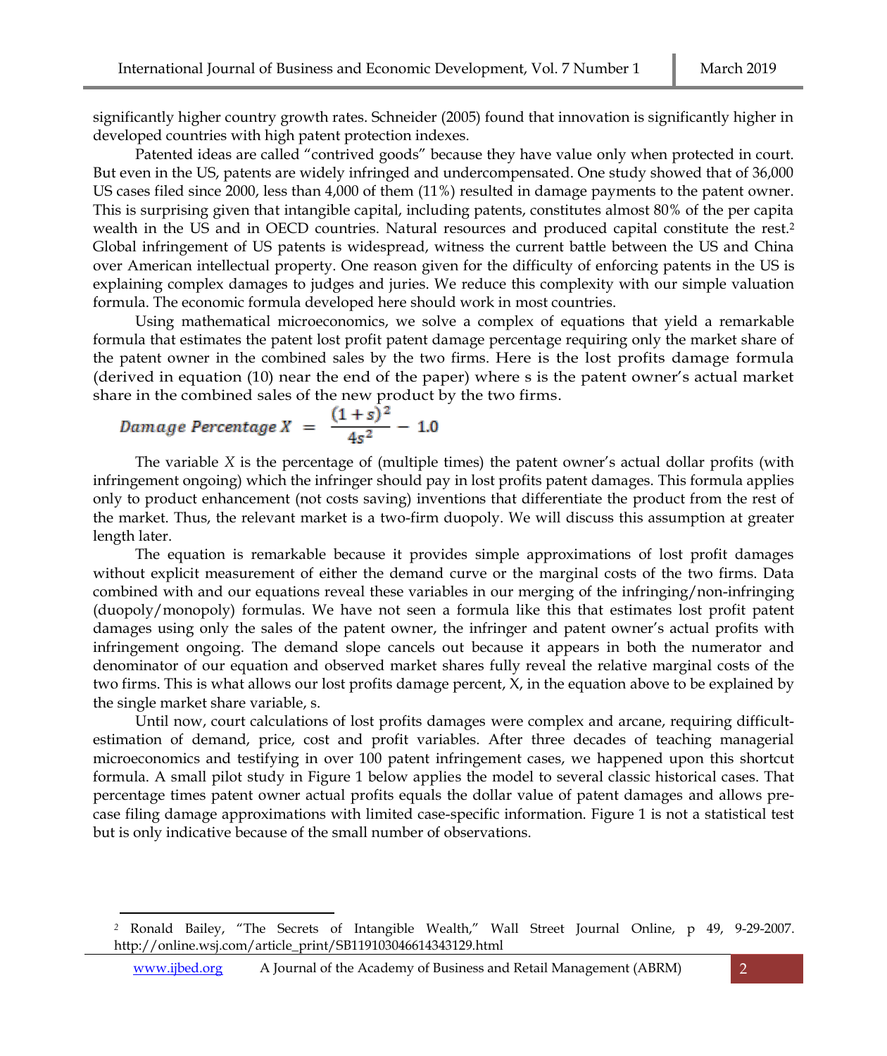significantly higher country growth rates. Schneider (2005) found that innovation is significantly higher in developed countries with high patent protection indexes.

Patented ideas are called “contrived goods” because they have value only when protected in court. But even in the US, patents are widely infringed and undercompensated. One study showed that of 36,000 US cases filed since 2000, less than 4,000 of them (11%) resulted in damage payments to the patent owner. This is surprising given that intangible capital, including patents, constitutes almost 80% of the per capita wealth in the US and in OECD countries. Natural resources and produced capital constitute the rest.[2] Global infringement of US patents is widespread, witness the current battle between the US and China over American intellectual property. One reason given for the difficulty of enforcing patents in the US is explaining complex damages to judges and juries. We reduce this complexity with our simple valuation formula. The economic formula developed here should work in most countries.

Using mathematical microeconomics, we solve a complex of equations that yield a remarkable formula that estimates the patent lost profit patent damage percentage requiring only the market share of the patent owner in the combined sales by the two firms. Here is the lost profits damage formula (derived in equation (10) near the end of the paper) where s is the patent owner’s actual market share in the combined sales of the new product by the two firms.

$$\text{Damage Percentage } X = \frac{(1+s)^2}{4s^2} - 1.0$$

The variable *X* is the percentage of (multiple times) the patent owner’s actual dollar profits (with infringement ongoing) which the infringer should pay in lost profits patent damages. This formula applies only to product enhancement (not costs saving) inventions that differentiate the product from the rest of the market. Thus, the relevant market is a two-firm duopoly. We will discuss this assumption at greater length later.

The equation is remarkable because it provides simple approximations of lost profit damages without explicit measurement of either the demand curve or the marginal costs of the two firms. Data combined with and our equations reveal these variables in our merging of the infringing/non-infringing (duopoly/monopoly) formulas. We have not seen a formula like this that estimates lost profit patent damages using only the sales of the patent owner, the infringer and patent owner’s actual profits with infringement ongoing. The demand slope cancels out because it appears in both the numerator and denominator of our equation and observed market shares fully reveal the relative marginal costs of the two firms. This is what allows our lost profits damage percent, X, in the equation above to be explained by the single market share variable, s.

Until now, court calculations of lost profits damages were complex and arcane, requiring difficult-estimation of demand, price, cost and profit variables. After three decades of teaching managerial microeconomics and testifying in over 100 patent infringement cases, we happened upon this shortcut formula. A small pilot study in Figure 1 below applies the model to several classic historical cases. That percentage times patent owner actual profits equals the dollar value of patent damages and allows pre-case filing damage approximations with limited case-specific information. Figure 1 is not a statistical test but is only indicative because of the small number of observations.

[2] Ronald Bailey, “The Secrets of Intangible Wealth,” Wall Street Journal Online, p 49, 9-29-2007. http://online.wsj.com/article_print/SB119103046614343129.html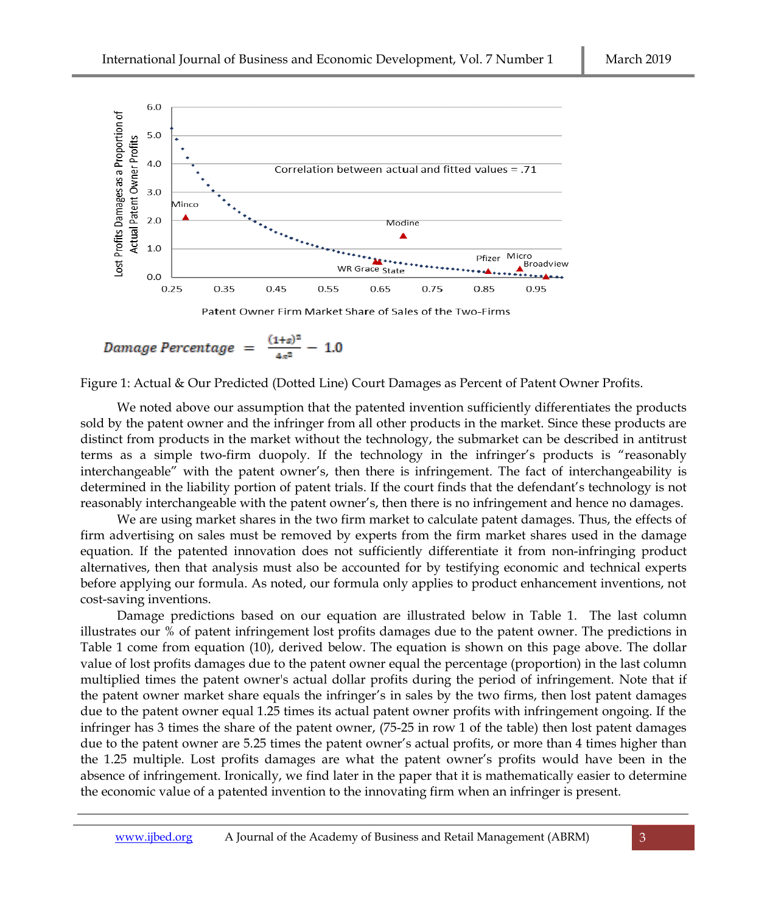$$Damage\ Percentage = \frac{(1+s)^2}{4s^2} - 1.0$$

Figure 1: Actual & Our Predicted (Dotted Line) Court Damages as Percent of Patent Owner Profits.

We noted above our assumption that the patented invention sufficiently differentiates the products sold by the patent owner and the infringer from all other products in the market. Since these products are distinct from products in the market without the technology, the submarket can be described in antitrust terms as a simple two-firm duopoly. If the technology in the infringer's products is "reasonably interchangeable" with the patent owner's, then there is infringement. The fact of interchangeability is determined in the liability portion of patent trials. If the court finds that the defendant's technology is not reasonably interchangeable with the patent owner's, then there is no infringement and hence no damages.

We are using market shares in the two firm market to calculate patent damages. Thus, the effects of firm advertising on sales must be removed by experts from the firm market shares used in the damage equation. If the patented innovation does not sufficiently differentiate it from non-infringing product alternatives, then that analysis must also be accounted for by testifying economic and technical experts before applying our formula. As noted, our formula only applies to product enhancement inventions, not cost-saving inventions.

Damage predictions based on our equation are illustrated below in Table 1. The last column illustrates our % of patent infringement lost profits damages due to the patent owner. The predictions in Table 1 come from equation (10), derived below. The equation is shown on this page above. The dollar value of lost profits damages due to the patent owner equal the percentage (proportion) in the last column multiplied times the patent owner's actual dollar profits during the period of infringement. Note that if the patent owner market share equals the infringer's in sales by the two firms, then lost patent damages due to the patent owner equal 1.25 times its actual patent owner profits with infringement ongoing. If the infringer has 3 times the share of the patent owner, (75-25 in row 1 of the table) then lost patent damages due to the patent owner are 5.25 times the patent owner's actual profits, or more than 4 times higher than the 1.25 multiple. Lost profits damages are what the patent owner's profits would have been in the absence of infringement. Ironically, we find later in the paper that it is mathematically easier to determine the economic value of a patented invention to the innovating firm when an infringer is present.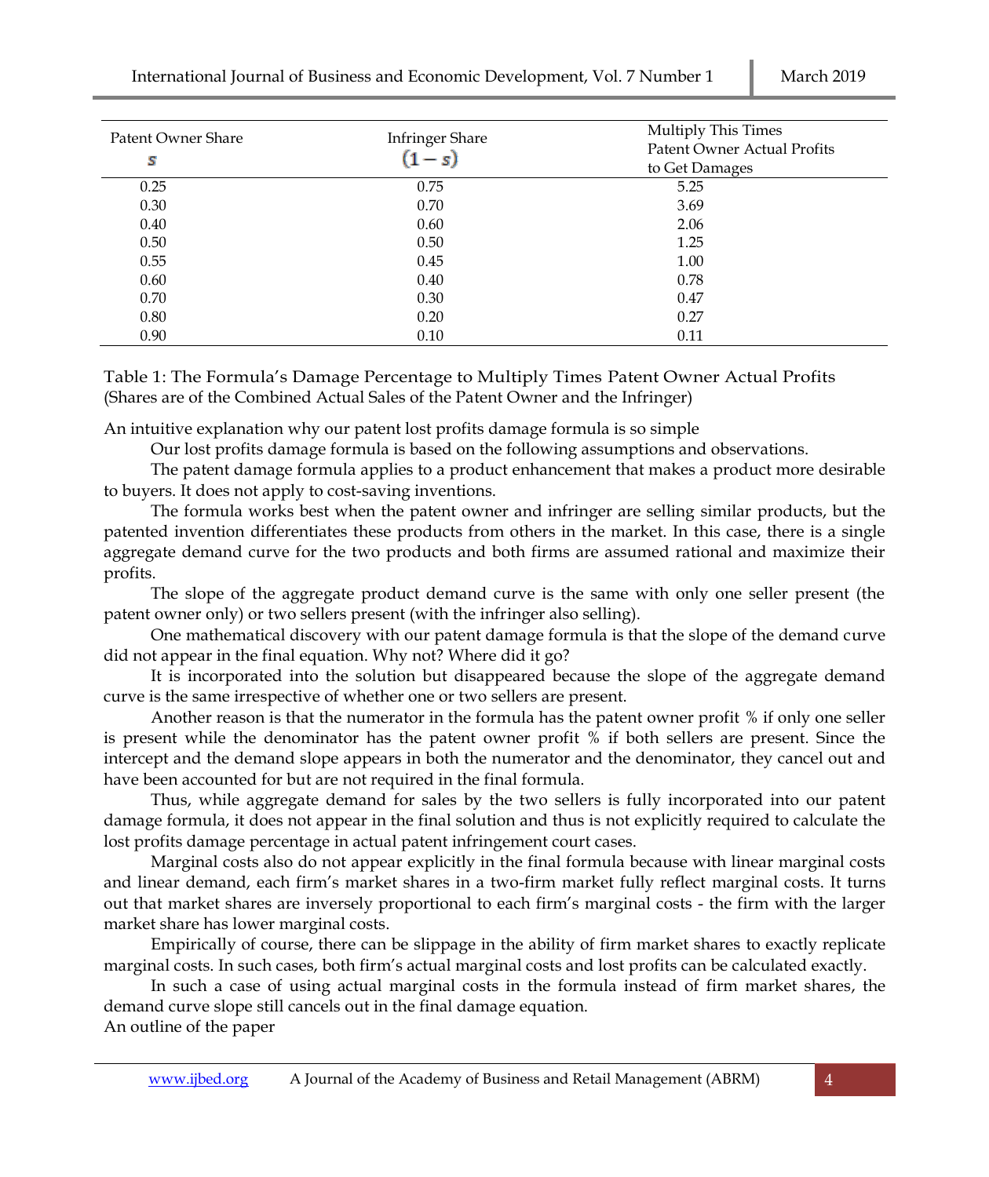| Patent Owner Share $s$ | Infringer Share $(1-s)$ | Multiply This Times Patent Owner Actual Profits to Get Damages |
|---|---|---|
| 0.25 | 0.75 | 5.25 |
| 0.30 | 0.70 | 3.69 |
| 0.40 | 0.60 | 2.06 |
| 0.50 | 0.50 | 1.25 |
| 0.55 | 0.45 | 1.00 |
| 0.60 | 0.40 | 0.78 |
| 0.70 | 0.30 | 0.47 |
| 0.80 | 0.20 | 0.27 |
| 0.90 | 0.10 | 0.11 |

Table 1: The Formula's Damage Percentage to Multiply Times Patent Owner Actual Profits (Shares are of the Combined Actual Sales of the Patent Owner and the Infringer)

## An intuitive explanation why our patent lost profits damage formula is so simple

Our lost profits damage formula is based on the following assumptions and observations.

The patent damage formula applies to a product enhancement that makes a product more desirable to buyers. It does not apply to cost-saving inventions.

The formula works best when the patent owner and infringer are selling similar products, but the patented invention differentiates these products from others in the market. In this case, there is a single aggregate demand curve for the two products and both firms are assumed rational and maximize their profits.

The slope of the aggregate product demand curve is the same with only one seller present (the patent owner only) or two sellers present (with the infringer also selling).

One mathematical discovery with our patent damage formula is that the slope of the demand curve did not appear in the final equation. Why not? Where did it go?

It is incorporated into the solution but disappeared because the slope of the aggregate demand curve is the same irrespective of whether one or two sellers are present.

Another reason is that the numerator in the formula has the patent owner profit % if only one seller is present while the denominator has the patent owner profit % if both sellers are present. Since the intercept and the demand slope appears in both the numerator and the denominator, they cancel out and have been accounted for but are not required in the final formula.

Thus, while aggregate demand for sales by the two sellers is fully incorporated into our patent damage formula, it does not appear in the final solution and thus is not explicitly required to calculate the lost profits damage percentage in actual patent infringement court cases.

Marginal costs also do not appear explicitly in the final formula because with linear marginal costs and linear demand, each firm's market shares in a two-firm market fully reflect marginal costs. It turns out that market shares are inversely proportional to each firm's marginal costs - the firm with the larger market share has lower marginal costs.

Empirically of course, there can be slippage in the ability of firm market shares to exactly replicate marginal costs. In such cases, both firm's actual marginal costs and lost profits can be calculated exactly.

In such a case of using actual marginal costs in the formula instead of firm market shares, the demand curve slope still cancels out in the final damage equation.

## An outline of the paper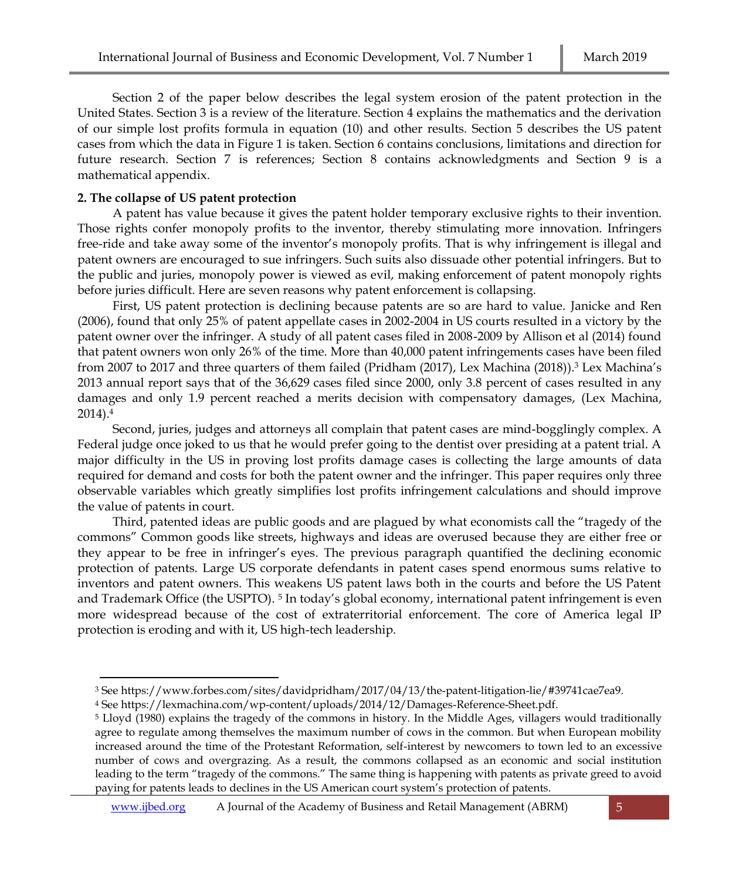Section 2 of the paper below describes the legal system erosion of the patent protection in the United States. Section 3 is a review of the literature. Section 4 explains the mathematics and the derivation of our simple lost profits formula in equation (10) and other results. Section 5 describes the US patent cases from which the data in Figure 1 is taken. Section 6 contains conclusions, limitations and direction for future research. Section 7 is references; Section 8 contains acknowledgments and Section 9 is a mathematical appendix.

## 2. The collapse of US patent protection

A patent has value because it gives the patent holder temporary exclusive rights to their invention. Those rights confer monopoly profits to the inventor, thereby stimulating more innovation. Infringers free-ride and take away some of the inventor's monopoly profits. That is why infringement is illegal and patent owners are encouraged to sue infringers. Such suits also dissuade other potential infringers. But to the public and juries, monopoly power is viewed as evil, making enforcement of patent monopoly rights before juries difficult. Here are seven reasons why patent enforcement is collapsing.

First, US patent protection is declining because patents are so are hard to value. Janicke and Ren (2006), found that only 25% of patent appellate cases in 2002-2004 in US courts resulted in a victory by the patent owner over the infringer. A study of all patent cases filed in 2008-2009 by Allison et al (2014) found that patent owners won only 26% of the time. More than 40,000 patent infringements cases have been filed from 2007 to 2017 and three quarters of them failed (Pridham (2017), Lex Machina (2018)).[3] Lex Machina's 2013 annual report says that of the 36,629 cases filed since 2000, only 3.8 percent of cases resulted in any damages and only 1.9 percent reached a merits decision with compensatory damages, (Lex Machina, 2014).[4]

Second, juries, judges and attorneys all complain that patent cases are mind-bogglingly complex. A Federal judge once joked to us that he would prefer going to the dentist over presiding at a patent trial. A major difficulty in the US in proving lost profits damage cases is collecting the large amounts of data required for demand and costs for both the patent owner and the infringer. This paper requires only three observable variables which greatly simplifies lost profits infringement calculations and should improve the value of patents in court.

Third, patented ideas are public goods and are plagued by what economists call the "tragedy of the commons" Common goods like streets, highways and ideas are overused because they are either free or they appear to be free in infringer's eyes. The previous paragraph quantified the declining economic protection of patents. Large US corporate defendants in patent cases spend enormous sums relative to inventors and patent owners. This weakens US patent laws both in the courts and before the US Patent and Trademark Office (the USPTO). [5] In today's global economy, international patent infringement is even more widespread because of the cost of extraterritorial enforcement. The core of America legal IP protection is eroding and with it, US high-tech leadership.

---

[3] See https://www.forbes.com/sites/davidpridham/2017/04/13/the-patent-litigation-lie/#39741cae7ea9.

[4] See https://lexmachina.com/wp-content/uploads/2014/12/Damages-Reference-Sheet.pdf.

[5] Lloyd (1980) explains the tragedy of the commons in history. In the Middle Ages, villagers would traditionally agree to regulate among themselves the maximum number of cows in the common. But when European mobility increased around the time of the Protestant Reformation, self-interest by newcomers to town led to an excessive number of cows and overgrazing. As a result, the commons collapsed as an economic and social institution leading to the term "tragedy of the commons." The same thing is happening with patents as private greed to avoid paying for patents leads to declines in the US American court system's protection of patents.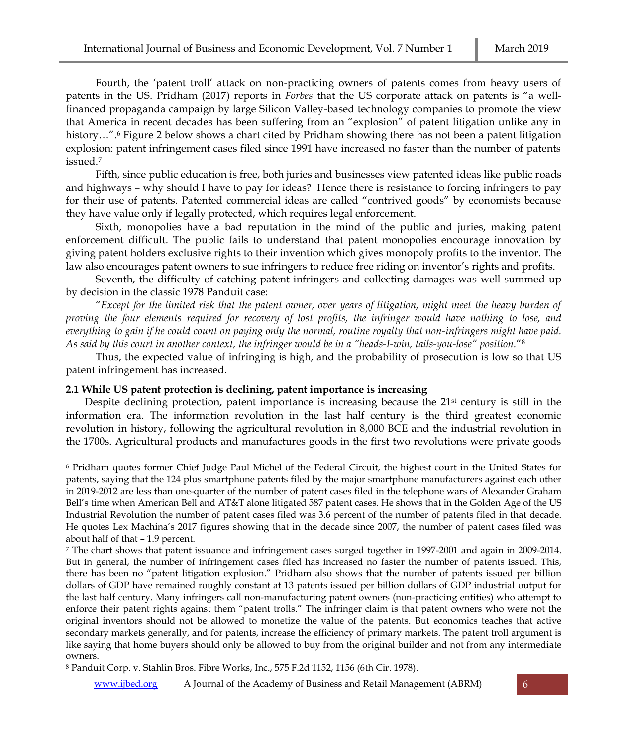Fourth, the 'patent troll' attack on non-practicing owners of patents comes from heavy users of patents in the US. Pridham (2017) reports in *Forbes* that the US corporate attack on patents is "a well-financed propaganda campaign by large Silicon Valley-based technology companies to promote the view that America in recent decades has been suffering from an "explosion" of patent litigation unlike any in history…".[6] Figure 2 below shows a chart cited by Pridham showing there has not been a patent litigation explosion: patent infringement cases filed since 1991 have increased no faster than the number of patents issued.[7]

Fifth, since public education is free, both juries and businesses view patented ideas like public roads and highways – why should I have to pay for ideas? Hence there is resistance to forcing infringers to pay for their use of patents. Patented commercial ideas are called "contrived goods" by economists because they have value only if legally protected, which requires legal enforcement.

Sixth, monopolies have a bad reputation in the mind of the public and juries, making patent enforcement difficult. The public fails to understand that patent monopolies encourage innovation by giving patent holders exclusive rights to their invention which gives monopoly profits to the inventor. The law also encourages patent owners to sue infringers to reduce free riding on inventor's rights and profits.

Seventh, the difficulty of catching patent infringers and collecting damages was well summed up by decision in the classic 1978 Panduit case:

"*Except for the limited risk that the patent owner, over years of litigation, might meet the heavy burden of proving the four elements required for recovery of lost profits, the infringer would have nothing to lose, and everything to gain if he could count on paying only the normal, routine royalty that non-infringers might have paid. As said by this court in another context, the infringer would be in a "heads-I-win, tails-you-lose" position.*"[8]

Thus, the expected value of infringing is high, and the probability of prosecution is low so that US patent infringement has increased.

### 2.1 While US patent protection is declining, patent importance is increasing

Despite declining protection, patent importance is increasing because the 21st century is still in the information era. The information revolution in the last half century is the third greatest economic revolution in history, following the agricultural revolution in 8,000 BCE and the industrial revolution in the 1700s. Agricultural products and manufactures goods in the first two revolutions were private goods

---

[6] Pridham quotes former Chief Judge Paul Michel of the Federal Circuit, the highest court in the United States for patents, saying that the 124 plus smartphone patents filed by the major smartphone manufacturers against each other in 2019-2012 are less than one-quarter of the number of patent cases filed in the telephone wars of Alexander Graham Bell's time when American Bell and AT&T alone litigated 587 patent cases. He shows that in the Golden Age of the US Industrial Revolution the number of patent cases filed was 3.6 percent of the number of patents filed in that decade. He quotes Lex Machina's 2017 figures showing that in the decade since 2007, the number of patent cases filed was about half of that – 1.9 percent.

[7] The chart shows that patent issuance and infringement cases surged together in 1997-2001 and again in 2009-2014. But in general, the number of infringement cases filed has increased no faster the number of patents issued. This, there has been no "patent litigation explosion." Pridham also shows that the number of patents issued per billion dollars of GDP have remained roughly constant at 13 patents issued per billion dollars of GDP industrial output for the last half century. Many infringers call non-manufacturing patent owners (non-practicing entities) who attempt to enforce their patent rights against them "patent trolls." The infringer claim is that patent owners who were not the original inventors should not be allowed to monetize the value of the patents. But economics teaches that active secondary markets generally, and for patents, increase the efficiency of primary markets. The patent troll argument is like saying that home buyers should only be allowed to buy from the original builder and not from any intermediate owners.

[8] Panduit Corp. v. Stahlin Bros. Fibre Works, Inc., 575 F.2d 1152, 1156 (6th Cir. 1978).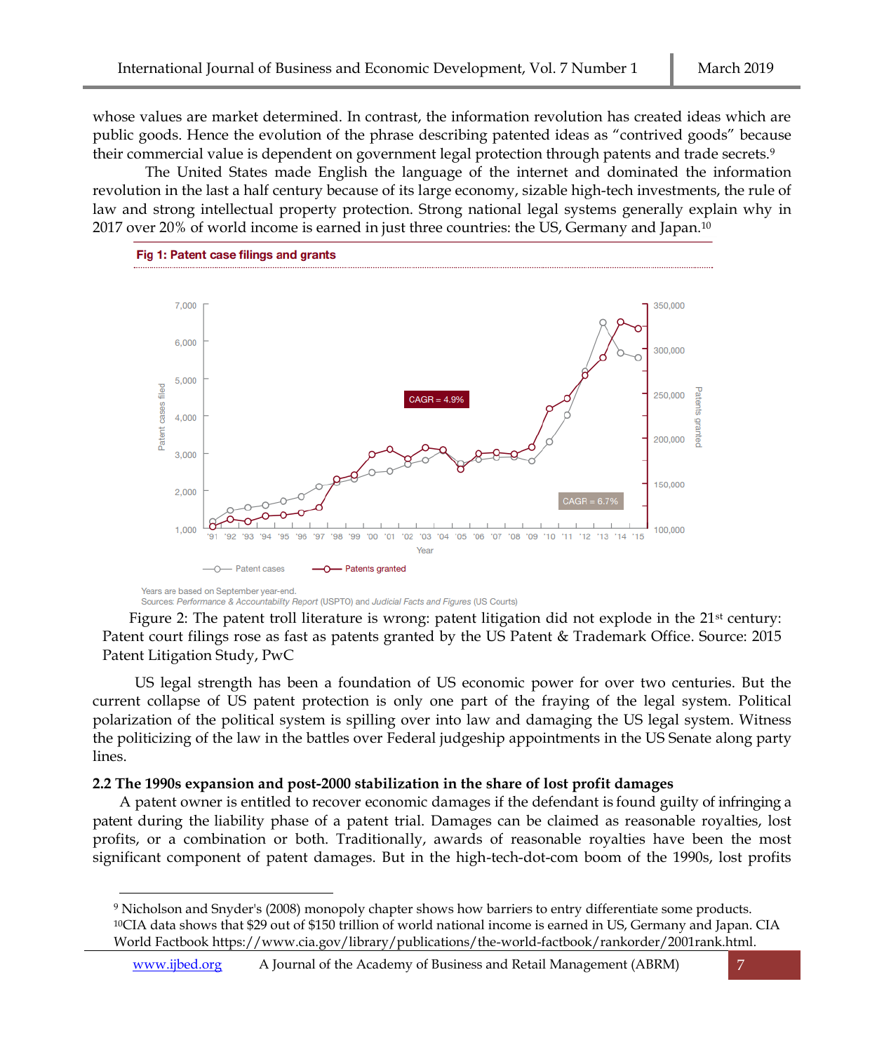whose values are market determined. In contrast, the information revolution has created ideas which are public goods. Hence the evolution of the phrase describing patented ideas as "contrived goods" because their commercial value is dependent on government legal protection through patents and trade secrets.[9]

The United States made English the language of the internet and dominated the information revolution in the last a half century because of its large economy, sizable high-tech investments, the rule of law and strong intellectual property protection. Strong national legal systems generally explain why in 2017 over 20% of world income is earned in just three countries: the US, Germany and Japan.[10]

**Fig 1: Patent case filings and grants**

Years are based on September year-end.
Sources: *Performance & Accountability Report* (USPTO) and *Judicial Facts and Figures* (US Courts)

Figure 2: The patent troll literature is wrong: patent litigation did not explode in the 21st century: Patent court filings rose as fast as patents granted by the US Patent & Trademark Office. Source: 2015 Patent Litigation Study, PwC

US legal strength has been a foundation of US economic power for over two centuries. But the current collapse of US patent protection is only one part of the fraying of the legal system. Political polarization of the political system is spilling over into law and damaging the US legal system. Witness the politicizing of the law in the battles over Federal judgeship appointments in the US Senate along party lines.

### 2.2 The 1990s expansion and post-2000 stabilization in the share of lost profit damages

A patent owner is entitled to recover economic damages if the defendant is found guilty of infringing a patent during the liability phase of a patent trial. Damages can be claimed as reasonable royalties, lost profits, or a combination or both. Traditionally, awards of reasonable royalties have been the most significant component of patent damages. But in the high-tech-dot-com boom of the 1990s, lost profits

---

[9] Nicholson and Snyder's (2008) monopoly chapter shows how barriers to entry differentiate some products.

[10] CIA data shows that $29 out of $150 trillion of world national income is earned in US, Germany and Japan. CIA World Factbook https://www.cia.gov/library/publications/the-world-factbook/rankorder/2001rank.html.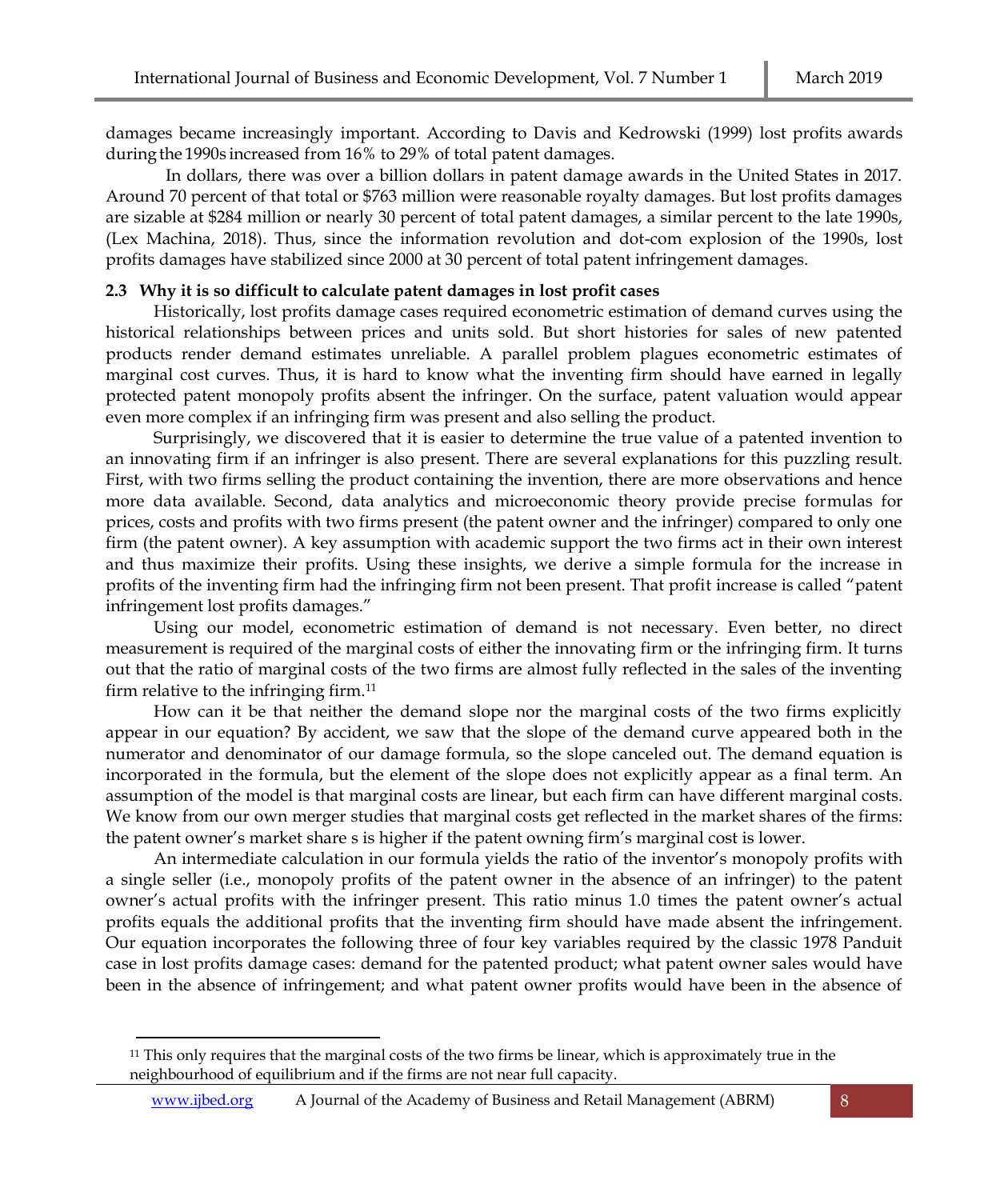damages became increasingly important. According to Davis and Kedrowski (1999) lost profits awards during the 1990s increased from 16% to 29% of total patent damages.

In dollars, there was over a billion dollars in patent damage awards in the United States in 2017. Around 70 percent of that total or $763 million were reasonable royalty damages. But lost profits damages are sizable at $284 million or nearly 30 percent of total patent damages, a similar percent to the late 1990s, (Lex Machina, 2018). Thus, since the information revolution and dot-com explosion of the 1990s, lost profits damages have stabilized since 2000 at 30 percent of total patent infringement damages.

### 2.3 Why it is so difficult to calculate patent damages in lost profit cases

Historically, lost profits damage cases required econometric estimation of demand curves using the historical relationships between prices and units sold. But short histories for sales of new patented products render demand estimates unreliable. A parallel problem plagues econometric estimates of marginal cost curves. Thus, it is hard to know what the inventing firm should have earned in legally protected patent monopoly profits absent the infringer. On the surface, patent valuation would appear even more complex if an infringing firm was present and also selling the product.

Surprisingly, we discovered that it is easier to determine the true value of a patented invention to an innovating firm if an infringer is also present. There are several explanations for this puzzling result. First, with two firms selling the product containing the invention, there are more observations and hence more data available. Second, data analytics and microeconomic theory provide precise formulas for prices, costs and profits with two firms present (the patent owner and the infringer) compared to only one firm (the patent owner). A key assumption with academic support the two firms act in their own interest and thus maximize their profits. Using these insights, we derive a simple formula for the increase in profits of the inventing firm had the infringing firm not been present. That profit increase is called "patent infringement lost profits damages."

Using our model, econometric estimation of demand is not necessary. Even better, no direct measurement is required of the marginal costs of either the innovating firm or the infringing firm. It turns out that the ratio of marginal costs of the two firms are almost fully reflected in the sales of the inventing firm relative to the infringing firm.[11]

How can it be that neither the demand slope nor the marginal costs of the two firms explicitly appear in our equation? By accident, we saw that the slope of the demand curve appeared both in the numerator and denominator of our damage formula, so the slope canceled out. The demand equation is incorporated in the formula, but the element of the slope does not explicitly appear as a final term. An assumption of the model is that marginal costs are linear, but each firm can have different marginal costs. We know from our own merger studies that marginal costs get reflected in the market shares of the firms: the patent owner's market share s is higher if the patent owning firm's marginal cost is lower.

An intermediate calculation in our formula yields the ratio of the inventor's monopoly profits with a single seller (i.e., monopoly profits of the patent owner in the absence of an infringer) to the patent owner's actual profits with the infringer present. This ratio minus 1.0 times the patent owner's actual profits equals the additional profits that the inventing firm should have made absent the infringement. Our equation incorporates the following three of four key variables required by the classic 1978 Panduit case in lost profits damage cases: demand for the patented product; what patent owner sales would have been in the absence of infringement; and what patent owner profits would have been in the absence of

[11] This only requires that the marginal costs of the two firms be linear, which is approximately true in the neighbourhood of equilibrium and if the firms are not near full capacity.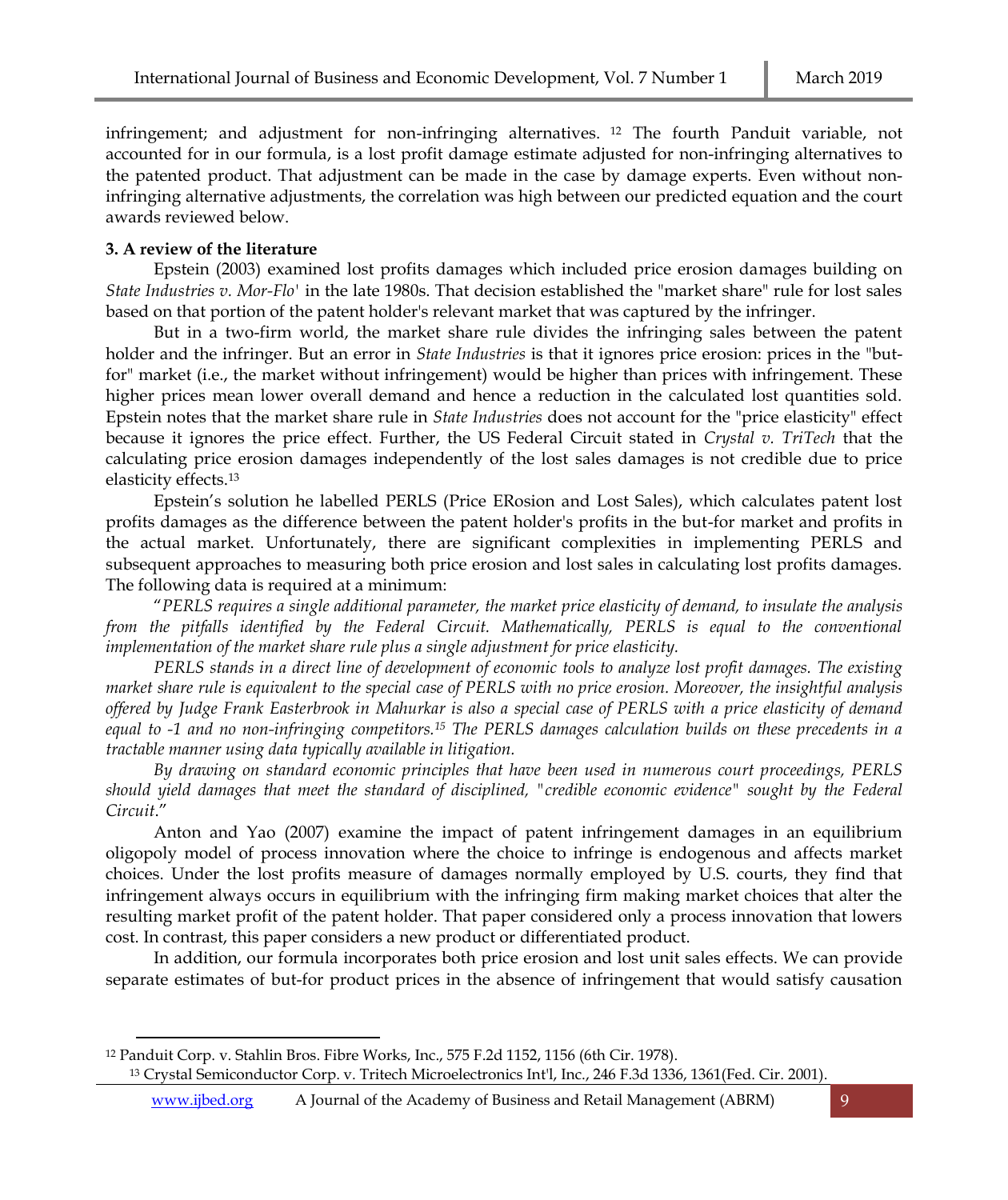infringement; and adjustment for non-infringing alternatives. [12] The fourth Panduit variable, not accounted for in our formula, is a lost profit damage estimate adjusted for non-infringing alternatives to the patented product. That adjustment can be made in the case by damage experts. Even without non-infringing alternative adjustments, the correlation was high between our predicted equation and the court awards reviewed below.

### 3. A review of the literature

Epstein (2003) examined lost profits damages which included price erosion damages building on *State Industries v. Mor-Flo'* in the late 1980s. That decision established the "market share" rule for lost sales based on that portion of the patent holder's relevant market that was captured by the infringer.

But in a two-firm world, the market share rule divides the infringing sales between the patent holder and the infringer. But an error in *State Industries* is that it ignores price erosion: prices in the "but-for" market (i.e., the market without infringement) would be higher than prices with infringement. These higher prices mean lower overall demand and hence a reduction in the calculated lost quantities sold. Epstein notes that the market share rule in *State Industries* does not account for the "price elasticity" effect because it ignores the price effect. Further, the US Federal Circuit stated in *Crystal v. TriTech* that the calculating price erosion damages independently of the lost sales damages is not credible due to price elasticity effects.[13]

Epstein's solution he labelled PERLS (Price ERosion and Lost Sales), which calculates patent lost profits damages as the difference between the patent holder's profits in the but-for market and profits in the actual market. Unfortunately, there are significant complexities in implementing PERLS and subsequent approaches to measuring both price erosion and lost sales in calculating lost profits damages. The following data is required at a minimum:

"*PERLS requires a single additional parameter, the market price elasticity of demand, to insulate the analysis from the pitfalls identified by the Federal Circuit. Mathematically, PERLS is equal to the conventional implementation of the market share rule plus a single adjustment for price elasticity.*

*PERLS stands in a direct line of development of economic tools to analyze lost profit damages. The existing market share rule is equivalent to the special case of PERLS with no price erosion. Moreover, the insightful analysis offered by Judge Frank Easterbrook in Mahurkar is also a special case of PERLS with a price elasticity of demand equal to -1 and no non-infringing competitors.[15] The PERLS damages calculation builds on these precedents in a tractable manner using data typically available in litigation.*

*By drawing on standard economic principles that have been used in numerous court proceedings, PERLS should yield damages that meet the standard of disciplined, "credible economic evidence" sought by the Federal Circuit.*"

Anton and Yao (2007) examine the impact of patent infringement damages in an equilibrium oligopoly model of process innovation where the choice to infringe is endogenous and affects market choices. Under the lost profits measure of damages normally employed by U.S. courts, they find that infringement always occurs in equilibrium with the infringing firm making market choices that alter the resulting market profit of the patent holder. That paper considered only a process innovation that lowers cost. In contrast, this paper considers a new product or differentiated product.

In addition, our formula incorporates both price erosion and lost unit sales effects. We can provide separate estimates of but-for product prices in the absence of infringement that would satisfy causation

---

[12] Panduit Corp. v. Stahlin Bros. Fibre Works, Inc., 575 F.2d 1152, 1156 (6th Cir. 1978).

[13] Crystal Semiconductor Corp. v. Tritech Microelectronics Int'l, Inc., 246 F.3d 1336, 1361(Fed. Cir. 2001).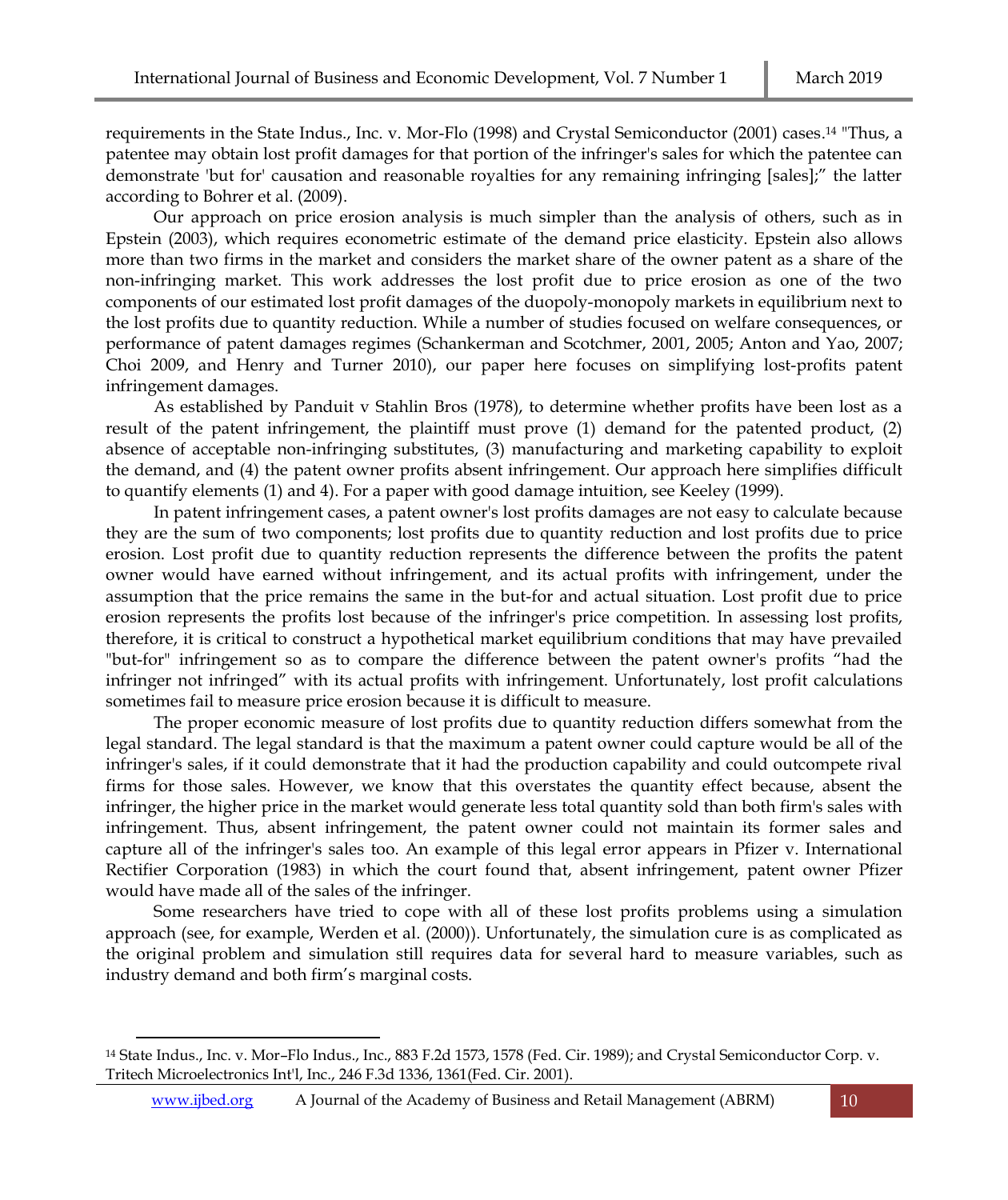requirements in the State Indus., Inc. v. Mor-Flo (1998) and Crystal Semiconductor (2001) cases.[14] "Thus, a patentee may obtain lost profit damages for that portion of the infringer's sales for which the patentee can demonstrate 'but for' causation and reasonable royalties for any remaining infringing [sales];" the latter according to Bohrer et al. (2009).

Our approach on price erosion analysis is much simpler than the analysis of others, such as in Epstein (2003), which requires econometric estimate of the demand price elasticity. Epstein also allows more than two firms in the market and considers the market share of the owner patent as a share of the non-infringing market. This work addresses the lost profit due to price erosion as one of the two components of our estimated lost profit damages of the duopoly-monopoly markets in equilibrium next to the lost profits due to quantity reduction. While a number of studies focused on welfare consequences, or performance of patent damages regimes (Schankerman and Scotchmer, 2001, 2005; Anton and Yao, 2007; Choi 2009, and Henry and Turner 2010), our paper here focuses on simplifying lost-profits patent infringement damages.

As established by Panduit v Stahlin Bros (1978), to determine whether profits have been lost as a result of the patent infringement, the plaintiff must prove (1) demand for the patented product, (2) absence of acceptable non-infringing substitutes, (3) manufacturing and marketing capability to exploit the demand, and (4) the patent owner profits absent infringement. Our approach here simplifies difficult to quantify elements (1) and 4). For a paper with good damage intuition, see Keeley (1999).

In patent infringement cases, a patent owner's lost profits damages are not easy to calculate because they are the sum of two components; lost profits due to quantity reduction and lost profits due to price erosion. Lost profit due to quantity reduction represents the difference between the profits the patent owner would have earned without infringement, and its actual profits with infringement, under the assumption that the price remains the same in the but-for and actual situation. Lost profit due to price erosion represents the profits lost because of the infringer's price competition. In assessing lost profits, therefore, it is critical to construct a hypothetical market equilibrium conditions that may have prevailed "but-for" infringement so as to compare the difference between the patent owner's profits "had the infringer not infringed" with its actual profits with infringement. Unfortunately, lost profit calculations sometimes fail to measure price erosion because it is difficult to measure.

The proper economic measure of lost profits due to quantity reduction differs somewhat from the legal standard. The legal standard is that the maximum a patent owner could capture would be all of the infringer's sales, if it could demonstrate that it had the production capability and could outcompete rival firms for those sales. However, we know that this overstates the quantity effect because, absent the infringer, the higher price in the market would generate less total quantity sold than both firm's sales with infringement. Thus, absent infringement, the patent owner could not maintain its former sales and capture all of the infringer's sales too. An example of this legal error appears in Pfizer v. International Rectifier Corporation (1983) in which the court found that, absent infringement, patent owner Pfizer would have made all of the sales of the infringer.

Some researchers have tried to cope with all of these lost profits problems using a simulation approach (see, for example, Werden et al. (2000)). Unfortunately, the simulation cure is as complicated as the original problem and simulation still requires data for several hard to measure variables, such as industry demand and both firm's marginal costs.

---

[14] State Indus., Inc. v. Mor–Flo Indus., Inc., 883 F.2d 1573, 1578 (Fed. Cir. 1989); and Crystal Semiconductor Corp. v. Tritech Microelectronics Int'l, Inc., 246 F.3d 1336, 1361(Fed. Cir. 2001).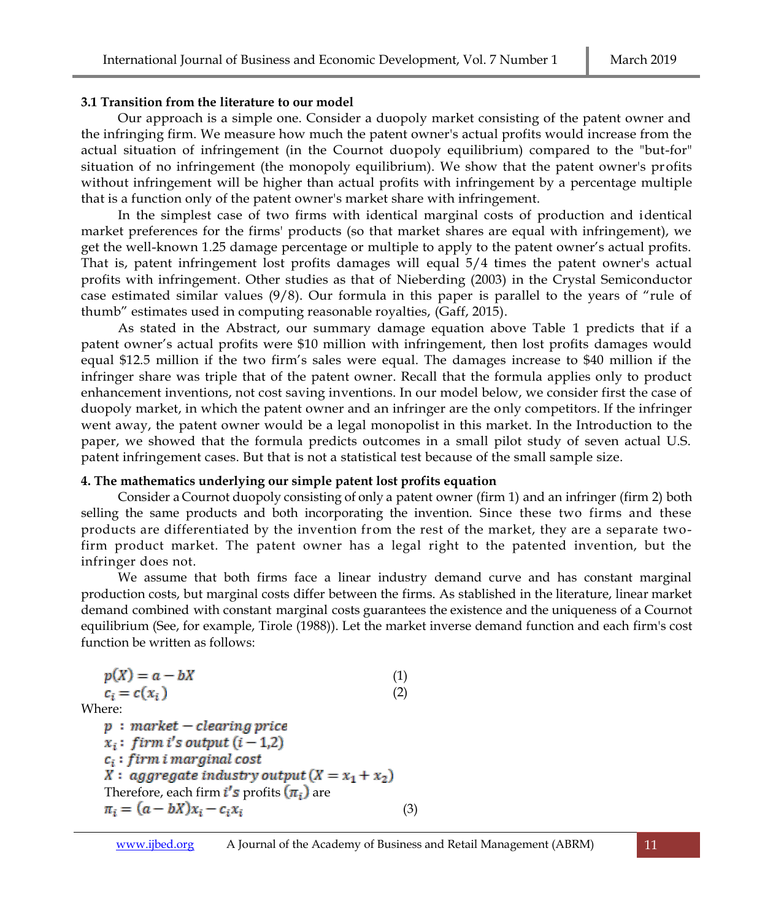### 3.1 Transition from the literature to our model

Our approach is a simple one. Consider a duopoly market consisting of the patent owner and the infringing firm. We measure how much the patent owner's actual profits would increase from the actual situation of infringement (in the Cournot duopoly equilibrium) compared to the "but-for" situation of no infringement (the monopoly equilibrium). We show that the patent owner's profits without infringement will be higher than actual profits with infringement by a percentage multiple that is a function only of the patent owner's market share with infringement.

In the simplest case of two firms with identical marginal costs of production and identical market preferences for the firms' products (so that market shares are equal with infringement), we get the well-known 1.25 damage percentage or multiple to apply to the patent owner's actual profits. That is, patent infringement lost profits damages will equal 5/4 times the patent owner's actual profits with infringement. Other studies as that of Nieberding (2003) in the Crystal Semiconductor case estimated similar values (9/8). Our formula in this paper is parallel to the years of "rule of thumb" estimates used in computing reasonable royalties, (Gaff, 2015).

As stated in the Abstract, our summary damage equation above Table 1 predicts that if a patent owner's actual profits were \$10 million with infringement, then lost profits damages would equal \$12.5 million if the two firm's sales were equal. The damages increase to \$40 million if the infringer share was triple that of the patent owner. Recall that the formula applies only to product enhancement inventions, not cost saving inventions. In our model below, we consider first the case of duopoly market, in which the patent owner and an infringer are the only competitors. If the infringer went away, the patent owner would be a legal monopolist in this market. In the Introduction to the paper, we showed that the formula predicts outcomes in a small pilot study of seven actual U.S. patent infringement cases. But that is not a statistical test because of the small sample size.

## 4. The mathematics underlying our simple patent lost profits equation

Consider a Cournot duopoly consisting of only a patent owner (firm 1) and an infringer (firm 2) both selling the same products and both incorporating the invention. Since these two firms and these products are differentiated by the invention from the rest of the market, they are a separate two-firm product market. The patent owner has a legal right to the patented invention, but the infringer does not.

We assume that both firms face a linear industry demand curve and has constant marginal production costs, but marginal costs differ between the firms. As stablished in the literature, linear market demand combined with constant marginal costs guarantees the existence and the uniqueness of a Cournot equilibrium (See, for example, Tirole (1988)). Let the market inverse demand function and each firm's cost function be written as follows:

$$p(X) = a - bX \qquad (1)$$

$$c_i = c(x_i) \qquad (2)$$

Where:

$p$ : $market - clearing\ price$

$x_i$ : $firm\ i's\ output\ (i - 1{,}2)$

$c_i$ : $firm\ i\ marginal\ cost$

$X$ : $aggregate\ industry\ output\ (X = x_1 + x_2)$

Therefore, each firm $i's$ profits $(\pi_i)$ are

$$\pi_i = (a - bX)x_i - c_i x_i \qquad (3)$$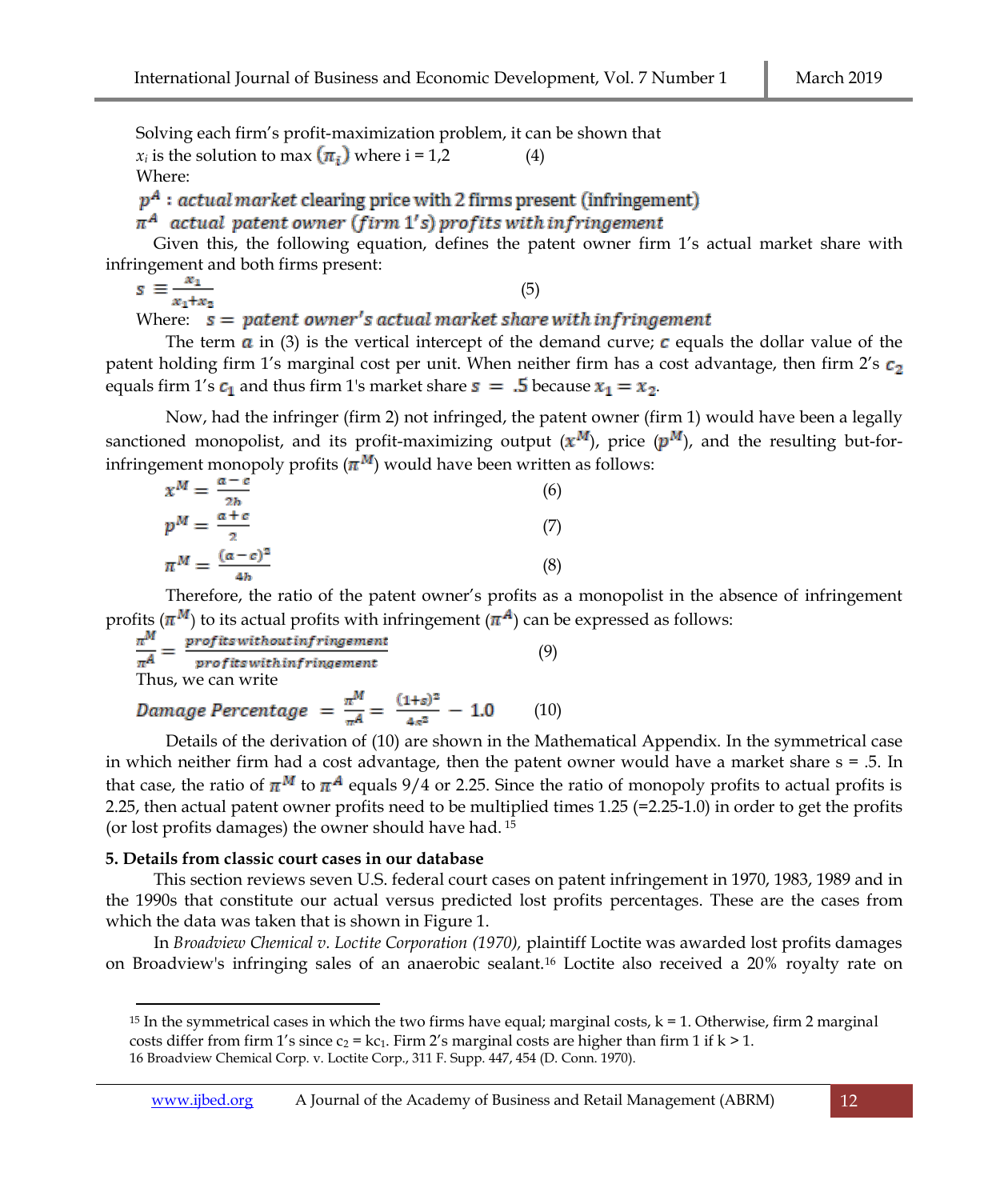Solving each firm's profit-maximization problem, it can be shown that

$x_i$ is the solution to max $(\pi_i)$ where i = 1,2 (4)

Where:

$p^A$ : *actual market clearing price with 2 firms present (infringement)*

$\pi^A$ *actual patent owner (firm 1's) profits with infringement*

Given this, the following equation, defines the patent owner firm 1's actual market share with infringement and both firms present:

$$s \equiv \frac{x_1}{x_1 + x_2} \quad (5)$$

Where: $s =$ *patent owner's actual market share with infringement*

The term $a$ in (3) is the vertical intercept of the demand curve; $c$ equals the dollar value of the patent holding firm 1's marginal cost per unit. When neither firm has a cost advantage, then firm 2's $c_2$ equals firm 1's $c_1$ and thus firm 1's market share $s = .5$ because $x_1 = x_2$.

Now, had the infringer (firm 2) not infringed, the patent owner (firm 1) would have been a legally sanctioned monopolist, and its profit-maximizing output ($x^M$), price ($p^M$), and the resulting but-for-infringement monopoly profits ($\pi^M$) would have been written as follows:

$$x^M = \frac{a - c}{2b} \quad (6)$$

$$p^M = \frac{a + c}{2} \quad (7)$$

$$\pi^M = \frac{(a - c)^2}{4b} \quad (8)$$

Therefore, the ratio of the patent owner's profits as a monopolist in the absence of infringement profits ($\pi^M$) to its actual profits with infringement ($\pi^A$) can be expressed as follows:

$$\frac{\pi^M}{\pi^A} = \frac{\textit{profits without infringement}}{\textit{profits with infringement}} \quad (9)$$

Thus, we can write

$$\textit{Damage Percentage} = \frac{\pi^M}{\pi^A} = \frac{(1+s)^2}{4s^2} - 1.0 \quad (10)$$

Details of the derivation of (10) are shown in the Mathematical Appendix. In the symmetrical case in which neither firm had a cost advantage, then the patent owner would have a market share s = .5. In that case, the ratio of $\pi^M$ to $\pi^A$ equals 9/4 or 2.25. Since the ratio of monopoly profits to actual profits is 2.25, then actual patent owner profits need to be multiplied times 1.25 (=2.25-1.0) in order to get the profits (or lost profits damages) the owner should have had.[15]

**5. Details from classic court cases in our database**

This section reviews seven U.S. federal court cases on patent infringement in 1970, 1983, 1989 and in the 1990s that constitute our actual versus predicted lost profits percentages. These are the cases from which the data was taken that is shown in Figure 1.

In *Broadview Chemical v. Loctite Corporation (1970),* plaintiff Loctite was awarded lost profits damages on Broadview's infringing sales of an anaerobic sealant.[16] Loctite also received a 20% royalty rate on

---

[15] In the symmetrical cases in which the two firms have equal; marginal costs, k = 1. Otherwise, firm 2 marginal costs differ from firm 1's since $c_2 = kc_1$. Firm 2's marginal costs are higher than firm 1 if k > 1.

16 Broadview Chemical Corp. v. Loctite Corp., 311 F. Supp. 447, 454 (D. Conn. 1970).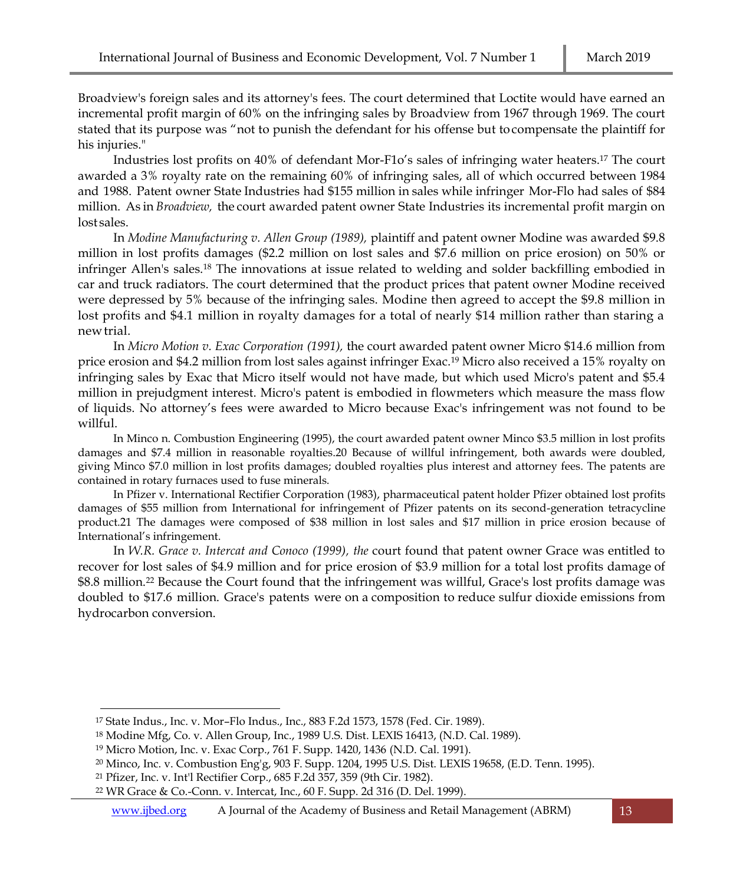Broadview's foreign sales and its attorney's fees. The court determined that Loctite would have earned an incremental profit margin of 60% on the infringing sales by Broadview from 1967 through 1969. The court stated that its purpose was "not to punish the defendant for his offense but to compensate the plaintiff for his injuries."

Industries lost profits on 40% of defendant Mor-F1o's sales of infringing water heaters.[17] The court awarded a 3% royalty rate on the remaining 60% of infringing sales, all of which occurred between 1984 and 1988. Patent owner State Industries had $155 million in sales while infringer Mor-Flo had sales of $84 million. As in *Broadview,* the court awarded patent owner State Industries its incremental profit margin on lost sales.

In *Modine Manufacturing v. Allen Group (1989),* plaintiff and patent owner Modine was awarded $9.8 million in lost profits damages ($2.2 million on lost sales and $7.6 million on price erosion) on 50% or infringer Allen's sales.[18] The innovations at issue related to welding and solder backfilling embodied in car and truck radiators. The court determined that the product prices that patent owner Modine received were depressed by 5% because of the infringing sales. Modine then agreed to accept the $9.8 million in lost profits and $4.1 million in royalty damages for a total of nearly $14 million rather than staring a new trial.

In *Micro Motion v. Exac Corporation (1991),* the court awarded patent owner Micro $14.6 million from price erosion and $4.2 million from lost sales against infringer Exac.[19] Micro also received a 15% royalty on infringing sales by Exac that Micro itself would not have made, but which used Micro's patent and $5.4 million in prejudgment interest. Micro's patent is embodied in flowmeters which measure the mass flow of liquids. No attorney's fees were awarded to Micro because Exac's infringement was not found to be willful.

In Minco n. Combustion Engineering (1995), the court awarded patent owner Minco $3.5 million in lost profits damages and $7.4 million in reasonable royalties.20 Because of willful infringement, both awards were doubled, giving Minco $7.0 million in lost profits damages; doubled royalties plus interest and attorney fees. The patents are contained in rotary furnaces used to fuse minerals.

In Pfizer v. International Rectifier Corporation (1983), pharmaceutical patent holder Pfizer obtained lost profits damages of $55 million from International for infringement of Pfizer patents on its second-generation tetracycline product.21 The damages were composed of $38 million in lost sales and $17 million in price erosion because of International's infringement.

In *W.R. Grace v. Intercat and Conoco (1999), the* court found that patent owner Grace was entitled to recover for lost sales of $4.9 million and for price erosion of $3.9 million for a total lost profits damage of $8.8 million.[22] Because the Court found that the infringement was willful, Grace's lost profits damage was doubled to $17.6 million. Grace's patents were on a composition to reduce sulfur dioxide emissions from hydrocarbon conversion.

---

[17] State Indus., Inc. v. Mor–Flo Indus., Inc., 883 F.2d 1573, 1578 (Fed. Cir. 1989).

[18] Modine Mfg, Co. v. Allen Group, Inc., 1989 U.S. Dist. LEXIS 16413, (N.D. Cal. 1989).

[19] Micro Motion, Inc. v. Exac Corp., 761 F. Supp. 1420, 1436 (N.D. Cal. 1991).

[20] Minco, Inc. v. Combustion Eng'g, 903 F. Supp. 1204, 1995 U.S. Dist. LEXIS 19658, (E.D. Tenn. 1995).

[21] Pfizer, Inc. v. Int'l Rectifier Corp., 685 F.2d 357, 359 (9th Cir. 1982).

[22] WR Grace & Co.-Conn. v. Intercat, Inc., 60 F. Supp. 2d 316 (D. Del. 1999).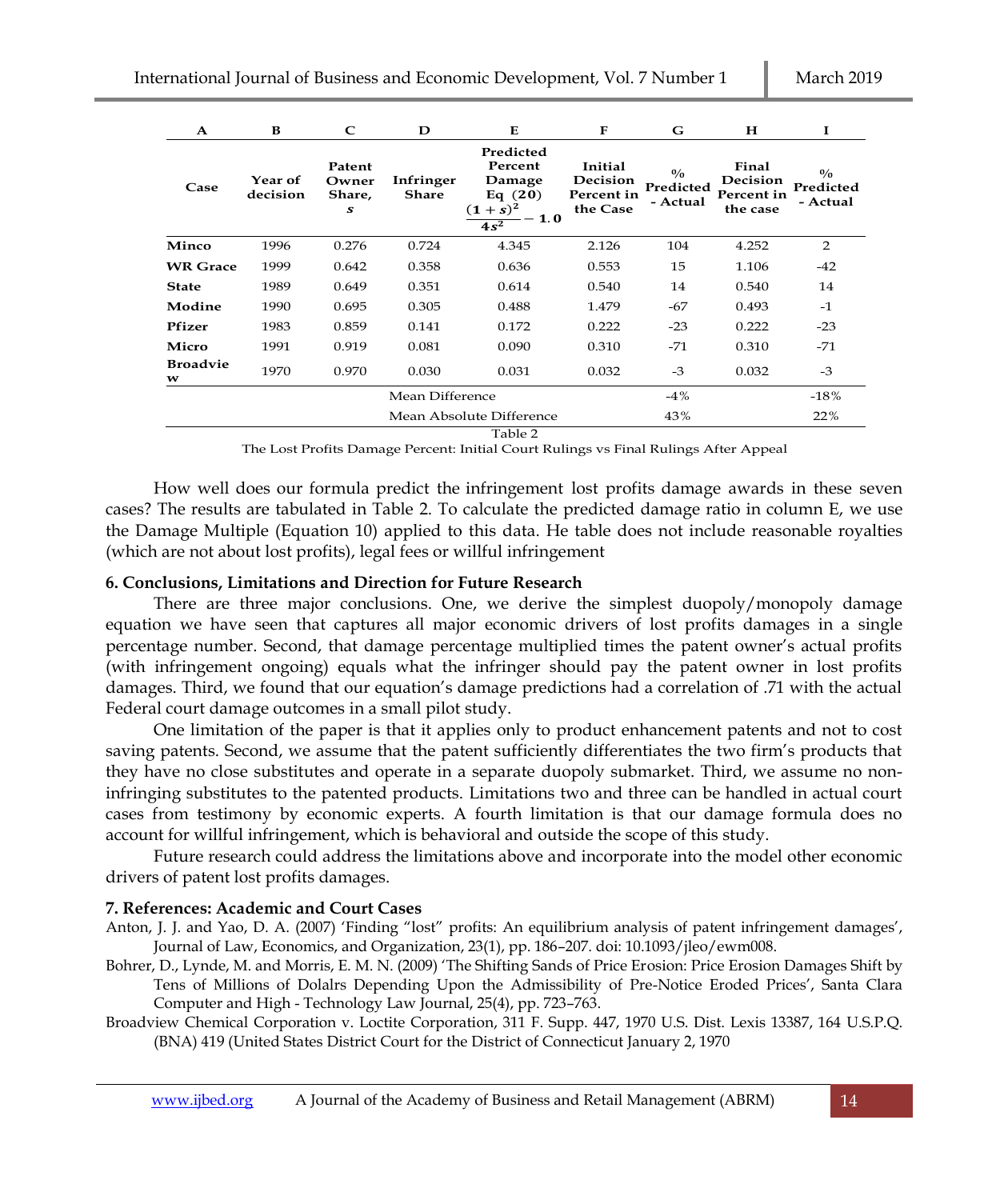| A | B | C | D | E | F | G | H | I |
|---|---|---|---|---|---|---|---|---|
| Case | Year of decision | Patent Owner Share, $s$ | Infringer Share | Predicted Percent Damage Eq (20) $\frac{(1+s)^2}{4s^2} - 1.0$ | Initial Decision Percent in the Case | % Predicted - Actual | Final Decision Percent in the case | % Predicted - Actual |
| Minco | 1996 | 0.276 | 0.724 | 4.345 | 2.126 | 104 | 4.252 | 2 |
| WR Grace | 1999 | 0.642 | 0.358 | 0.636 | 0.553 | 15 | 1.106 | -42 |
| State | 1989 | 0.649 | 0.351 | 0.614 | 0.540 | 14 | 0.540 | 14 |
| Modine | 1990 | 0.695 | 0.305 | 0.488 | 1.479 | -67 | 0.493 | -1 |
| Pfizer | 1983 | 0.859 | 0.141 | 0.172 | 0.222 | -23 | 0.222 | -23 |
| Micro | 1991 | 0.919 | 0.081 | 0.090 | 0.310 | -71 | 0.310 | -71 |
| Broadview | 1970 | 0.970 | 0.030 | 0.031 | 0.032 | -3 | 0.032 | -3 |
| | | | Mean Difference | | | -4% | | -18% |
| | | | Mean Absolute Difference | | | 43% | | 22% |

Table 2

The Lost Profits Damage Percent: Initial Court Rulings vs Final Rulings After Appeal

How well does our formula predict the infringement lost profits damage awards in these seven cases? The results are tabulated in Table 2. To calculate the predicted damage ratio in column E, we use the Damage Multiple (Equation 10) applied to this data. He table does not include reasonable royalties (which are not about lost profits), legal fees or willful infringement

### 6. Conclusions, Limitations and Direction for Future Research

There are three major conclusions. One, we derive the simplest duopoly/monopoly damage equation we have seen that captures all major economic drivers of lost profits damages in a single percentage number. Second, that damage percentage multiplied times the patent owner's actual profits (with infringement ongoing) equals what the infringer should pay the patent owner in lost profits damages. Third, we found that our equation's damage predictions had a correlation of .71 with the actual Federal court damage outcomes in a small pilot study.

One limitation of the paper is that it applies only to product enhancement patents and not to cost saving patents. Second, we assume that the patent sufficiently differentiates the two firm's products that they have no close substitutes and operate in a separate duopoly submarket. Third, we assume no non-infringing substitutes to the patented products. Limitations two and three can be handled in actual court cases from testimony by economic experts. A fourth limitation is that our damage formula does no account for willful infringement, which is behavioral and outside the scope of this study.

Future research could address the limitations above and incorporate into the model other economic drivers of patent lost profits damages.

### 7. References: Academic and Court Cases

Anton, J. J. and Yao, D. A. (2007) 'Finding "lost" profits: An equilibrium analysis of patent infringement damages', Journal of Law, Economics, and Organization, 23(1), pp. 186–207. doi: 10.1093/jleo/ewm008.

Bohrer, D., Lynde, M. and Morris, E. M. N. (2009) 'The Shifting Sands of Price Erosion: Price Erosion Damages Shift by Tens of Millions of Dolalrs Depending Upon the Admissibility of Pre-Notice Eroded Prices', Santa Clara Computer and High - Technology Law Journal, 25(4), pp. 723–763.

Broadview Chemical Corporation v. Loctite Corporation, 311 F. Supp. 447, 1970 U.S. Dist. Lexis 13387, 164 U.S.P.Q. (BNA) 419 (United States District Court for the District of Connecticut January 2, 1970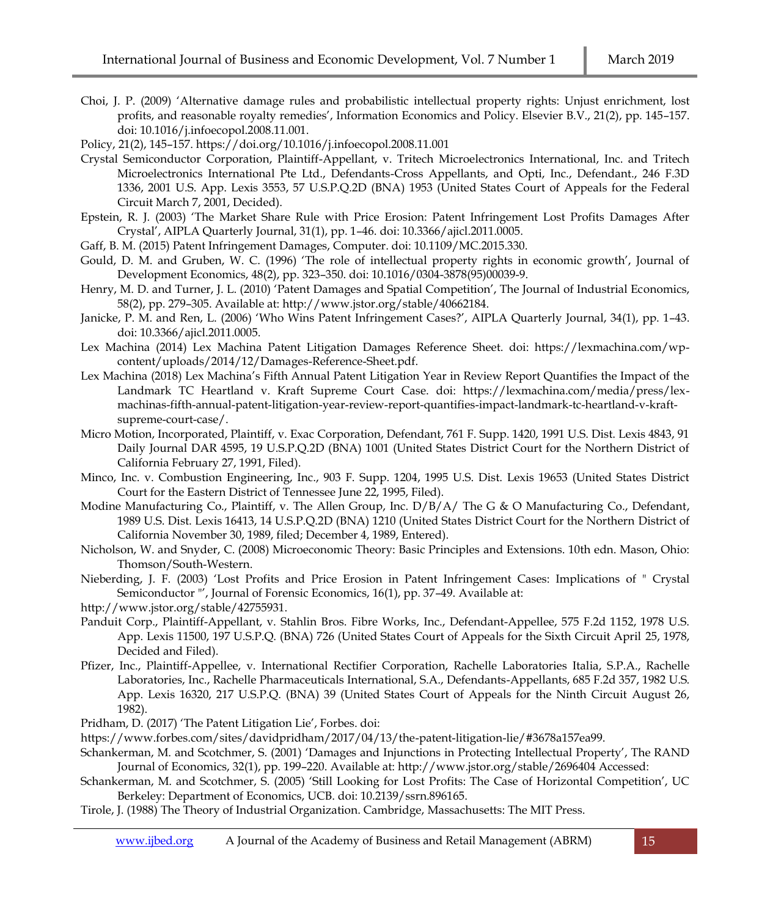Choi, J. P. (2009) 'Alternative damage rules and probabilistic intellectual property rights: Unjust enrichment, lost profits, and reasonable royalty remedies', Information Economics and Policy. Elsevier B.V., 21(2), pp. 145–157. doi: 10.1016/j.infoecopol.2008.11.001.

Policy, 21(2), 145–157. https://doi.org/10.1016/j.infoecopol.2008.11.001

Crystal Semiconductor Corporation, Plaintiff-Appellant, v. Tritech Microelectronics International, Inc. and Tritech Microelectronics International Pte Ltd., Defendants-Cross Appellants, and Opti, Inc., Defendant., 246 F.3D 1336, 2001 U.S. App. Lexis 3553, 57 U.S.P.Q.2D (BNA) 1953 (United States Court of Appeals for the Federal Circuit March 7, 2001, Decided).

Epstein, R. J. (2003) 'The Market Share Rule with Price Erosion: Patent Infringement Lost Profits Damages After Crystal', AIPLA Quarterly Journal, 31(1), pp. 1–46. doi: 10.3366/ajicl.2011.0005.

Gaff, B. M. (2015) Patent Infringement Damages, Computer. doi: 10.1109/MC.2015.330.

Gould, D. M. and Gruben, W. C. (1996) 'The role of intellectual property rights in economic growth', Journal of Development Economics, 48(2), pp. 323–350. doi: 10.1016/0304-3878(95)00039-9.

Henry, M. D. and Turner, J. L. (2010) 'Patent Damages and Spatial Competition', The Journal of Industrial Economics, 58(2), pp. 279–305. Available at: http://www.jstor.org/stable/40662184.

Janicke, P. M. and Ren, L. (2006) 'Who Wins Patent Infringement Cases?', AIPLA Quarterly Journal, 34(1), pp. 1–43. doi: 10.3366/ajicl.2011.0005.

Lex Machina (2014) Lex Machina Patent Litigation Damages Reference Sheet. doi: https://lexmachina.com/wp-content/uploads/2014/12/Damages-Reference-Sheet.pdf.

Lex Machina (2018) Lex Machina's Fifth Annual Patent Litigation Year in Review Report Quantifies the Impact of the Landmark TC Heartland v. Kraft Supreme Court Case. doi: https://lexmachina.com/media/press/lex-machinas-fifth-annual-patent-litigation-year-review-report-quantifies-impact-landmark-tc-heartland-v-kraft-supreme-court-case/.

Micro Motion, Incorporated, Plaintiff, v. Exac Corporation, Defendant, 761 F. Supp. 1420, 1991 U.S. Dist. Lexis 4843, 91 Daily Journal DAR 4595, 19 U.S.P.Q.2D (BNA) 1001 (United States District Court for the Northern District of California February 27, 1991, Filed).

Minco, Inc. v. Combustion Engineering, Inc., 903 F. Supp. 1204, 1995 U.S. Dist. Lexis 19653 (United States District Court for the Eastern District of Tennessee June 22, 1995, Filed).

Modine Manufacturing Co., Plaintiff, v. The Allen Group, Inc. D/B/A/ The G & O Manufacturing Co., Defendant, 1989 U.S. Dist. Lexis 16413, 14 U.S.P.Q.2D (BNA) 1210 (United States District Court for the Northern District of California November 30, 1989, filed; December 4, 1989, Entered).

Nicholson, W. and Snyder, C. (2008) Microeconomic Theory: Basic Principles and Extensions. 10th edn. Mason, Ohio: Thomson/South-Western.

Nieberding, J. F. (2003) 'Lost Profits and Price Erosion in Patent Infringement Cases: Implications of " Crystal Semiconductor "', Journal of Forensic Economics, 16(1), pp. 37–49. Available at:

http://www.jstor.org/stable/42755931.

Panduit Corp., Plaintiff-Appellant, v. Stahlin Bros. Fibre Works, Inc., Defendant-Appellee, 575 F.2d 1152, 1978 U.S. App. Lexis 11500, 197 U.S.P.Q. (BNA) 726 (United States Court of Appeals for the Sixth Circuit April 25, 1978, Decided and Filed).

Pfizer, Inc., Plaintiff-Appellee, v. International Rectifier Corporation, Rachelle Laboratories Italia, S.P.A., Rachelle Laboratories, Inc., Rachelle Pharmaceuticals International, S.A., Defendants-Appellants, 685 F.2d 357, 1982 U.S. App. Lexis 16320, 217 U.S.P.Q. (BNA) 39 (United States Court of Appeals for the Ninth Circuit August 26, 1982).

Pridham, D. (2017) 'The Patent Litigation Lie', Forbes. doi:

https://www.forbes.com/sites/davidpridham/2017/04/13/the-patent-litigation-lie/#3678a157ea99.

Schankerman, M. and Scotchmer, S. (2001) 'Damages and Injunctions in Protecting Intellectual Property', The RAND Journal of Economics, 32(1), pp. 199–220. Available at: http://www.jstor.org/stable/2696404 Accessed:

Schankerman, M. and Scotchmer, S. (2005) 'Still Looking for Lost Profits: The Case of Horizontal Competition', UC Berkeley: Department of Economics, UCB. doi: 10.2139/ssrn.896165.

Tirole, J. (1988) The Theory of Industrial Organization. Cambridge, Massachusetts: The MIT Press.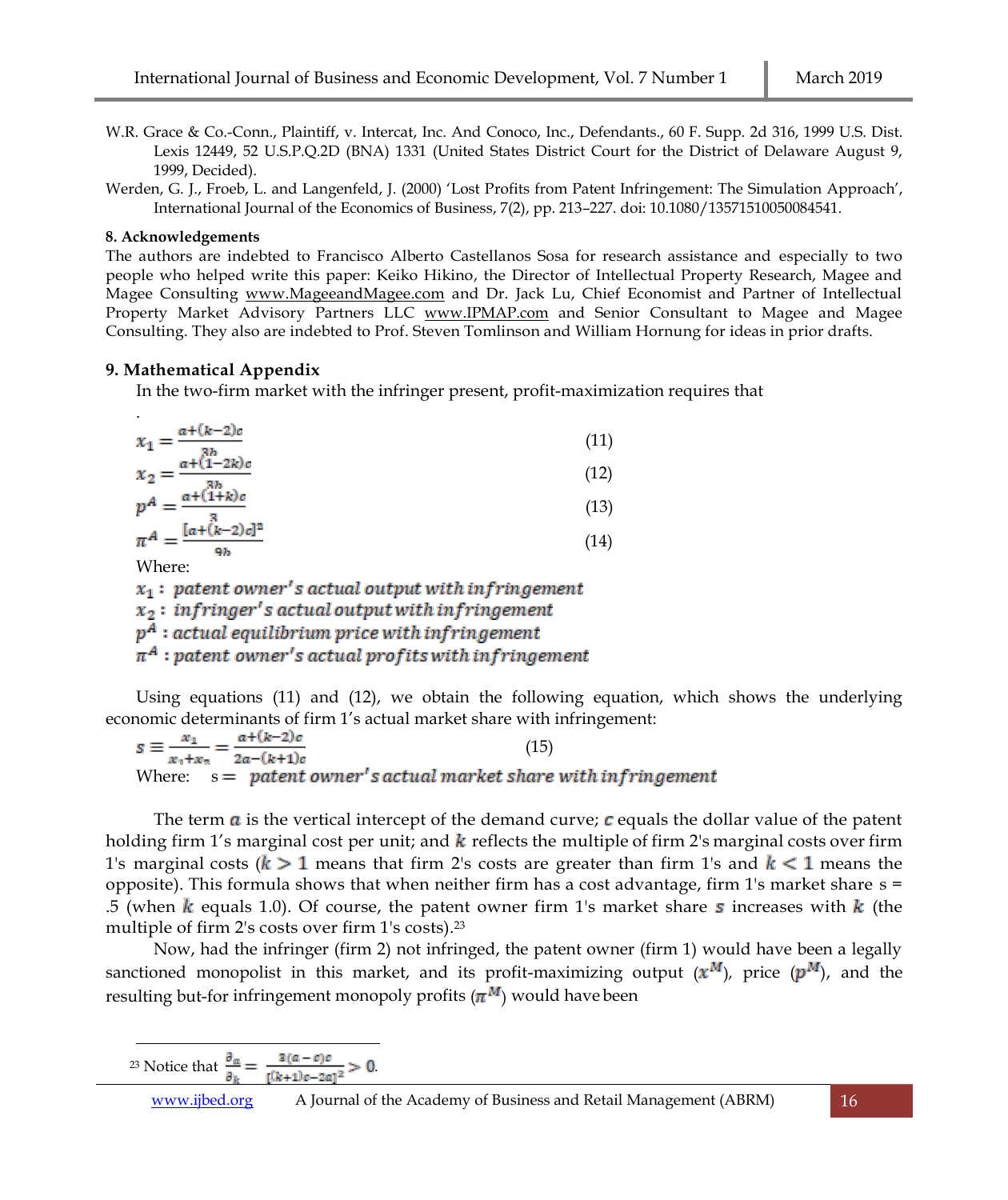W.R. Grace & Co.-Conn., Plaintiff, v. Intercat, Inc. And Conoco, Inc., Defendants., 60 F. Supp. 2d 316, 1999 U.S. Dist. Lexis 12449, 52 U.S.P.Q.2D (BNA) 1331 (United States District Court for the District of Delaware August 9, 1999, Decided).

Werden, G. J., Froeb, L. and Langenfeld, J. (2000) 'Lost Profits from Patent Infringement: The Simulation Approach', International Journal of the Economics of Business, 7(2), pp. 213–227. doi: 10.1080/13571510050084541.

**8. Acknowledgements**

The authors are indebted to Francisco Alberto Castellanos Sosa for research assistance and especially to two people who helped write this paper: Keiko Hikino, the Director of Intellectual Property Research, Magee and Magee Consulting www.MageeandMagee.com and Dr. Jack Lu, Chief Economist and Partner of Intellectual Property Market Advisory Partners LLC www.IPMAP.com and Senior Consultant to Magee and Magee Consulting. They also are indebted to Prof. Steven Tomlinson and William Hornung for ideas in prior drafts.

## 9. Mathematical Appendix

In the two-firm market with the infringer present, profit-maximization requires that

$$x_1 = \frac{a+(k-2)c}{3b} \tag{11}$$

$$x_2 = \frac{a+(1-2k)c}{3b} \tag{12}$$

$$p^A = \frac{a+(1+k)c}{3} \tag{13}$$

$$\pi^A = \frac{[a+(k-2)c]^2}{9b} \tag{14}$$

Where:

$x_1$ : *patent owner's actual output with infringement*

$x_2$ : *infringer's actual output with infringement*

$p^A$ : *actual equilibrium price with infringement*

$\pi^A$ : *patent owner's actual profits with infringement*

Using equations (11) and (12), we obtain the following equation, which shows the underlying economic determinants of firm 1's actual market share with infringement:

$$s \equiv \frac{x_1}{x_1+x_2} = \frac{a+(k-2)c}{2a-(k+1)c} \tag{15}$$

Where: s = *patent owner's actual market share with infringement*

The term $a$ is the vertical intercept of the demand curve; $c$ equals the dollar value of the patent holding firm 1's marginal cost per unit; and $k$ reflects the multiple of firm 2's marginal costs over firm 1's marginal costs ($k > 1$ means that firm 2's costs are greater than firm 1's and $k < 1$ means the opposite). This formula shows that when neither firm has a cost advantage, firm 1's market share s = .5 (when $k$ equals 1.0). Of course, the patent owner firm 1's market share $s$ increases with $k$ (the multiple of firm 2's costs over firm 1's costs).[23]

Now, had the infringer (firm 2) not infringed, the patent owner (firm 1) would have been a legally sanctioned monopolist in this market, and its profit-maximizing output ($x^M$), price ($p^M$), and the resulting but-for infringement monopoly profits ($\pi^M$) would have been

[23] Notice that $\frac{\partial_a}{\partial_k} = \frac{3(a-c)c}{[(k+1)c-2a]^2} > 0.$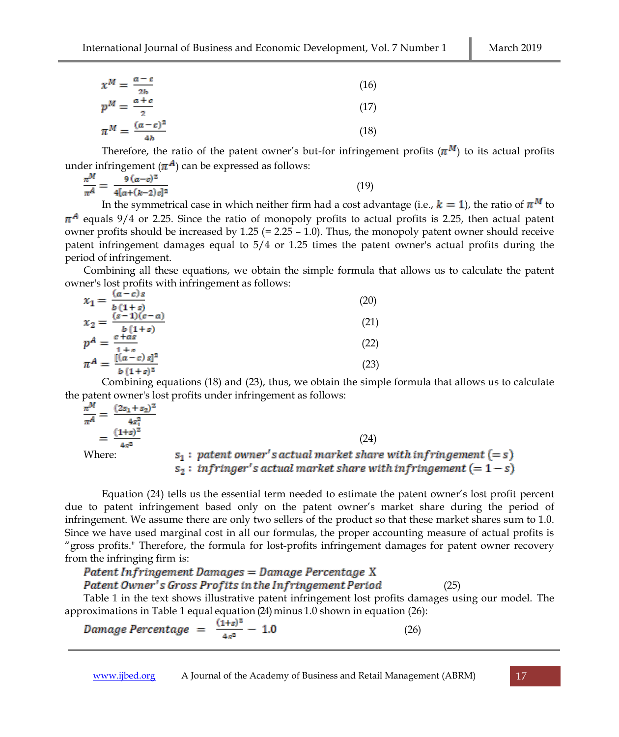$$x^M = \frac{a-c}{2b} \quad (16)$$

$$p^M = \frac{a+c}{2} \quad (17)$$

$$\pi^M = \frac{(a-c)^2}{4b} \quad (18)$$

Therefore, the ratio of the patent owner's but-for infringement profits ($\pi^M$) to its actual profits under infringement ($\pi^A$) can be expressed as follows:

$$\frac{\pi^M}{\pi^A} = \frac{9(a-c)^2}{4[a+(k-2)c]^2} \quad (19)$$

In the symmetrical case in which neither firm had a cost advantage (i.e., $k = 1$), the ratio of $\pi^M$ to $\pi^A$ equals 9/4 or 2.25. Since the ratio of monopoly profits to actual profits is 2.25, then actual patent owner profits should be increased by 1.25 (= 2.25 – 1.0). Thus, the monopoly patent owner should receive patent infringement damages equal to 5/4 or 1.25 times the patent owner's actual profits during the period of infringement.

Combining all these equations, we obtain the simple formula that allows us to calculate the patent owner's lost profits with infringement as follows:

$$x_1 = \frac{(a-c)s}{b(1+s)} \quad (20)$$

$$x_2 = \frac{(s-1)(c-a)}{b(1+s)} \quad (21)$$

$$p^A = \frac{c+as}{1+s} \quad (22)$$

$$\pi^A = \frac{[(a-c)s]^2}{b(1+s)^2} \quad (23)$$

Combining equations (18) and (23), thus, we obtain the simple formula that allows us to calculate the patent owner's lost profits under infringement as follows:

$$\frac{\pi^M}{\pi^A} = \frac{(2s_1+s_2)^2}{4s_1^2} = \frac{(1+s)^2}{4s^2} \quad (24)$$

Where: $s_1$ : *patent owner's actual market share with infringement* $(= s)$
$s_2$ : *infringer's actual market share with infringement* $(= 1 - s)$

Equation (24) tells us the essential term needed to estimate the patent owner's lost profit percent due to patent infringement based only on the patent owner's market share during the period of infringement. We assume there are only two sellers of the product so that these market shares sum to 1.0. Since we have used marginal cost in all our formulas, the proper accounting measure of actual profits is "gross profits." Therefore, the formula for lost-profits infringement damages for patent owner recovery from the infringing firm is:

*Patent Infringement Damages = Damage Percentage X*
*Patent Owner's Gross Profits in the Infringement Period* (25)

Table 1 in the text shows illustrative patent infringement lost profits damages using our model. The approximations in Table 1 equal equation (24) minus 1.0 shown in equation (26):

$$\textit{Damage Percentage} = \frac{(1+s)^2}{4s^2} - 1.0 \quad (26)$$